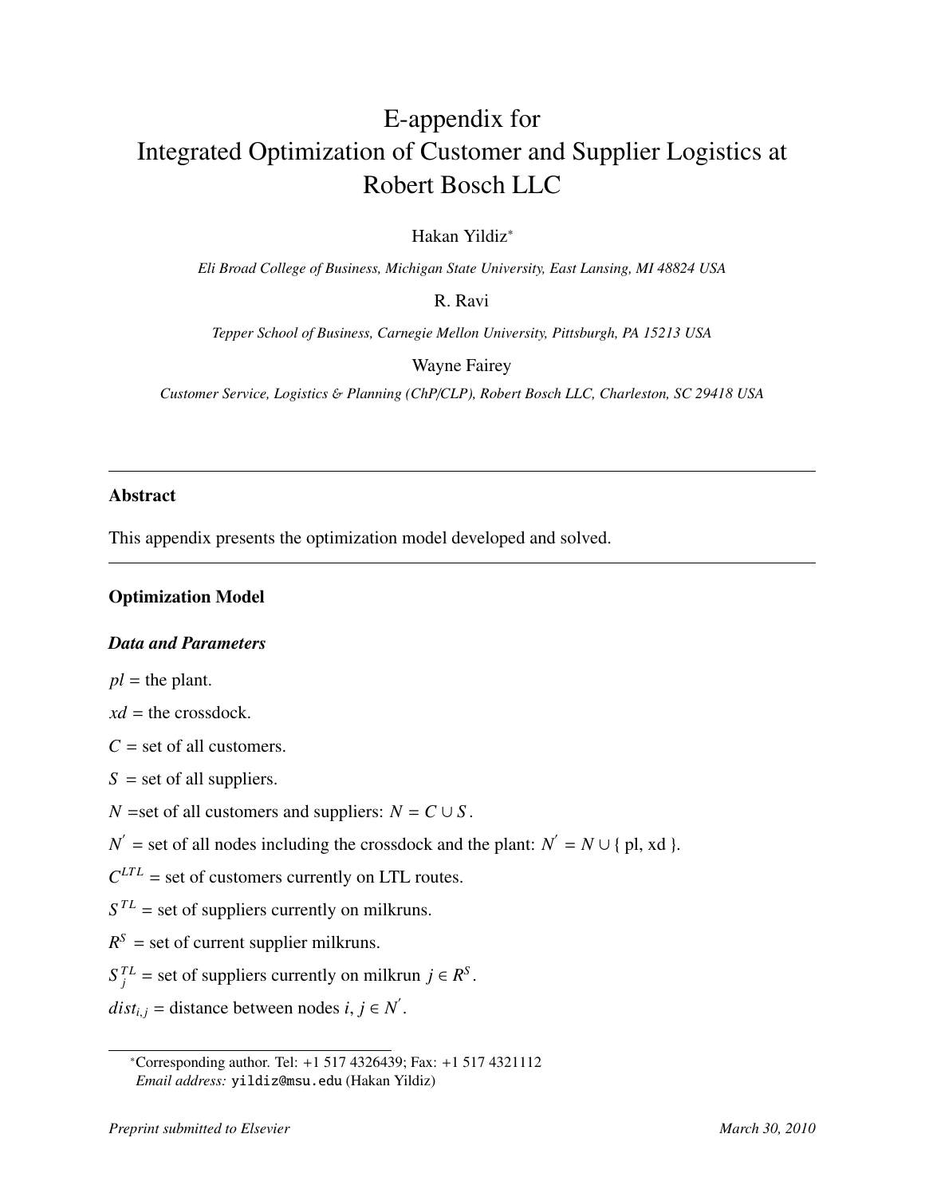# E-appendix for Integrated Optimization of Customer and Supplier Logistics at Robert Bosch LLC

Hakan Yildiz*

*Eli Broad College of Business, Michigan State University, East Lansing, MI 48824 USA*

R. Ravi

*Tepper School of Business, Carnegie Mellon University, Pittsburgh, PA 15213 USA*

Wayne Fairey

*Customer Service, Logistics & Planning (ChP/CLP), Robert Bosch LLC, Charleston, SC 29418 USA*

---

## Abstract

This appendix presents the optimization model developed and solved.

---

## Optimization Model

### *Data and Parameters*

$pl$ = the plant.

$xd$ = the crossdock.

$C$ = set of all customers.

$S$ = set of all suppliers.

$N$ =set of all customers and suppliers: $N = C \cup S$.

$N'$ = set of all nodes including the crossdock and the plant: $N' = N \cup \{ \text{pl, xd} \}$.

$C^{LTL}$ = set of customers currently on LTL routes.

$S^{TL}$ = set of suppliers currently on milkruns.

$R^S$ = set of current supplier milkruns.

$S_j^{TL}$ = set of suppliers currently on milkrun $j \in R^S$.

$dist_{i,j}$ = distance between nodes $i, j \in N'$.

*Corresponding author. Tel: +1 517 4326439; Fax: +1 517 4321112
*Email address:* yildiz@msu.edu (Hakan Yildiz)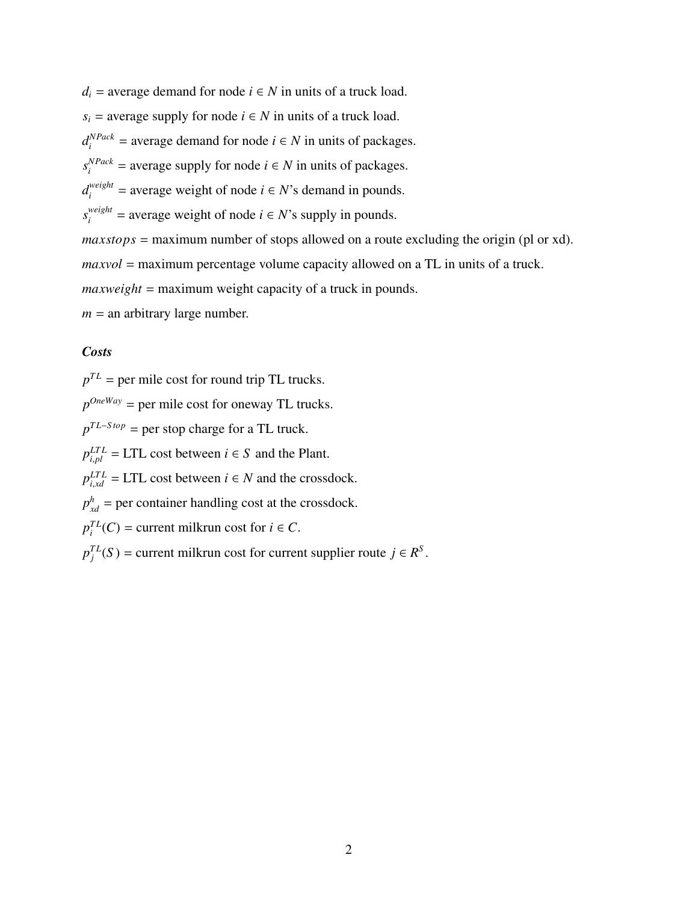$d_i$ = average demand for node $i \in N$ in units of a truck load.

$s_i$ = average supply for node $i \in N$ in units of a truck load.

$d_i^{NPack}$ = average demand for node $i \in N$ in units of packages.

$s_i^{NPack}$ = average supply for node $i \in N$ in units of packages.

$d_i^{weight}$ = average weight of node $i \in N$'s demand in pounds.

$s_i^{weight}$ = average weight of node $i \in N$'s supply in pounds.

$maxstops$ = maximum number of stops allowed on a route excluding the origin (pl or xd).

$maxvol$ = maximum percentage volume capacity allowed on a TL in units of a truck.

$maxweight$ = maximum weight capacity of a truck in pounds.

$m$ = an arbitrary large number.

***Costs***

$p^{TL}$ = per mile cost for round trip TL trucks.

$p^{OneWay}$ = per mile cost for oneway TL trucks.

$p^{TL-Stop}$ = per stop charge for a TL truck.

$p_{i,pl}^{LTL}$ = LTL cost between $i \in S$ and the Plant.

$p_{i,xd}^{LTL}$ = LTL cost between $i \in N$ and the crossdock.

$p_{xd}^{h}$ = per container handling cost at the crossdock.

$p_i^{TL}(C)$ = current milkrun cost for $i \in C$.

$p_j^{TL}(S)$ = current milkrun cost for current supplier route $j \in R^S$.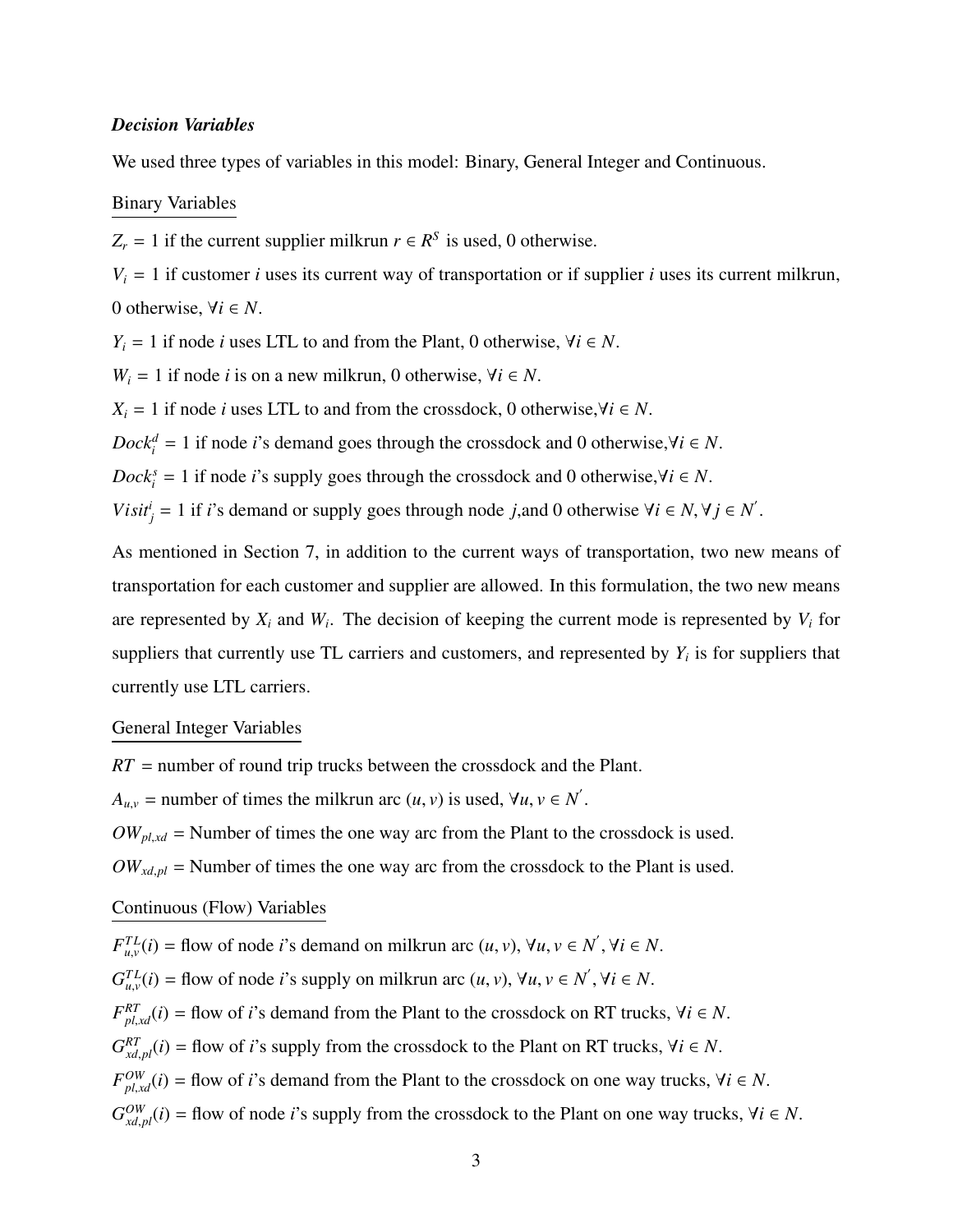### *Decision Variables*

We used three types of variables in this model: Binary, General Integer and Continuous.

Binary Variables

$Z_r$ = 1 if the current supplier milkrun $r \in R^S$ is used, 0 otherwise.

$V_i$ = 1 if customer $i$ uses its current way of transportation or if supplier $i$ uses its current milkrun, 0 otherwise, $\forall i \in N$.

$Y_i$ = 1 if node $i$ uses LTL to and from the Plant, 0 otherwise, $\forall i \in N$.

$W_i$ = 1 if node $i$ is on a new milkrun, 0 otherwise, $\forall i \in N$.

$X_i$ = 1 if node $i$ uses LTL to and from the crossdock, 0 otherwise, $\forall i \in N$.

$Dock_i^d$ = 1 if node $i$'s demand goes through the crossdock and 0 otherwise, $\forall i \in N$.

$Dock_i^s$ = 1 if node $i$'s supply goes through the crossdock and 0 otherwise, $\forall i \in N$.

$Visit_j^i$ = 1 if $i$'s demand or supply goes through node $j$, and 0 otherwise $\forall i \in N, \forall j \in N'$.

As mentioned in Section 7, in addition to the current ways of transportation, two new means of transportation for each customer and supplier are allowed. In this formulation, the two new means are represented by $X_i$ and $W_i$. The decision of keeping the current mode is represented by $V_i$ for suppliers that currently use TL carriers and customers, and represented by $Y_i$ is for suppliers that currently use LTL carriers.

General Integer Variables

$RT$ = number of round trip trucks between the crossdock and the Plant.

$A_{u,v}$ = number of times the milkrun arc $(u, v)$ is used, $\forall u, v \in N'$.

$OW_{pl,xd}$ = Number of times the one way arc from the Plant to the crossdock is used.

$OW_{xd,pl}$ = Number of times the one way arc from the crossdock to the Plant is used.

Continuous (Flow) Variables

$F_{u,v}^{TL}(i)$ = flow of node $i$'s demand on milkrun arc $(u, v)$, $\forall u, v \in N', \forall i \in N$.

$G_{u,v}^{TL}(i)$ = flow of node $i$'s supply on milkrun arc $(u, v)$, $\forall u, v \in N', \forall i \in N$.

$F_{pl,xd}^{RT}(i)$ = flow of $i$'s demand from the Plant to the crossdock on RT trucks, $\forall i \in N$.

$G_{xd,pl}^{RT}(i)$ = flow of $i$'s supply from the crossdock to the Plant on RT trucks, $\forall i \in N$.

$F_{pl,xd}^{OW}(i)$ = flow of $i$'s demand from the Plant to the crossdock on one way trucks, $\forall i \in N$.

$G_{xd,pl}^{OW}(i)$ = flow of node $i$'s supply from the crossdock to the Plant on one way trucks, $\forall i \in N$.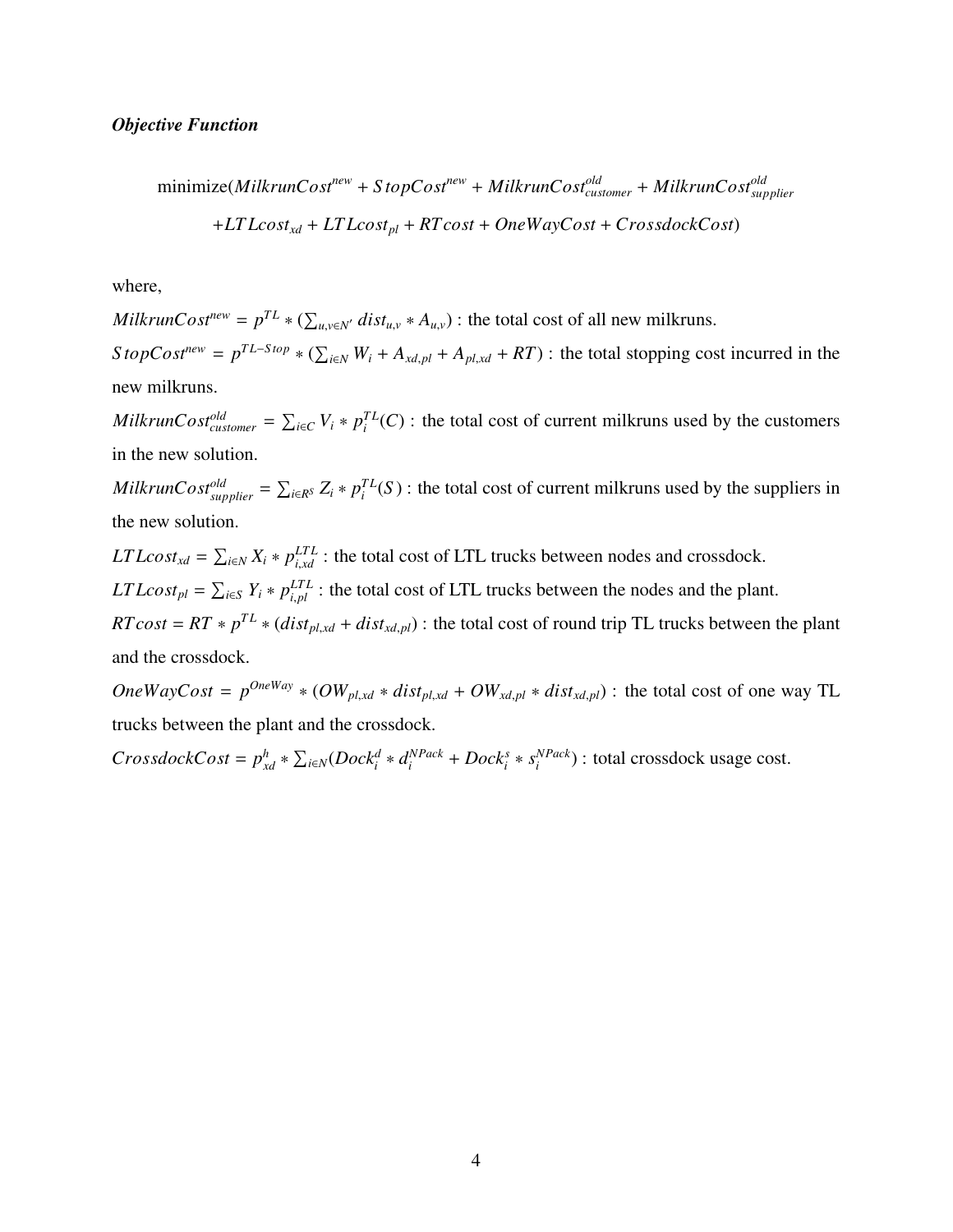***Objective Function***

$$\text{minimize}(MilkrunCost^{new} + StopCost^{new} + MilkrunCost^{old}_{customer} + MilkrunCost^{old}_{supplier}$$
$$+LTLcost_{xd} + LTLcost_{pl} + RTcost + OneWayCost + CrossdockCost)$$

where,

$MilkrunCost^{new} = p^{TL} * (\sum_{u,v \in N'} dist_{u,v} * A_{u,v})$ : the total cost of all new milkruns.

$StopCost^{new} = p^{TL-Stop} * (\sum_{i \in N} W_i + A_{xd,pl} + A_{pl,xd} + RT)$ : the total stopping cost incurred in the new milkruns.

$MilkrunCost^{old}_{customer} = \sum_{i \in C} V_i * p^{TL}_i(C)$ : the total cost of current milkruns used by the customers in the new solution.

$MilkrunCost^{old}_{supplier} = \sum_{i \in R^S} Z_i * p^{TL}_i(S)$ : the total cost of current milkruns used by the suppliers in the new solution.

$LTLcost_{xd} = \sum_{i \in N} X_i * p^{LTL}_{i,xd}$ : the total cost of LTL trucks between nodes and crossdock.

$LTLcost_{pl} = \sum_{i \in S} Y_i * p^{LTL}_{i,pl}$ : the total cost of LTL trucks between the nodes and the plant.

$RTcost = RT * p^{TL} * (dist_{pl,xd} + dist_{xd,pl})$ : the total cost of round trip TL trucks between the plant and the crossdock.

$OneWayCost = p^{OneWay} * (OW_{pl,xd} * dist_{pl,xd} + OW_{xd,pl} * dist_{xd,pl})$ : the total cost of one way TL trucks between the plant and the crossdock.

$CrossdockCost = p^h_{xd} * \sum_{i \in N}(Dock^d_i * d^{NPack}_i + Dock^s_i * s^{NPack}_i)$ : total crossdock usage cost.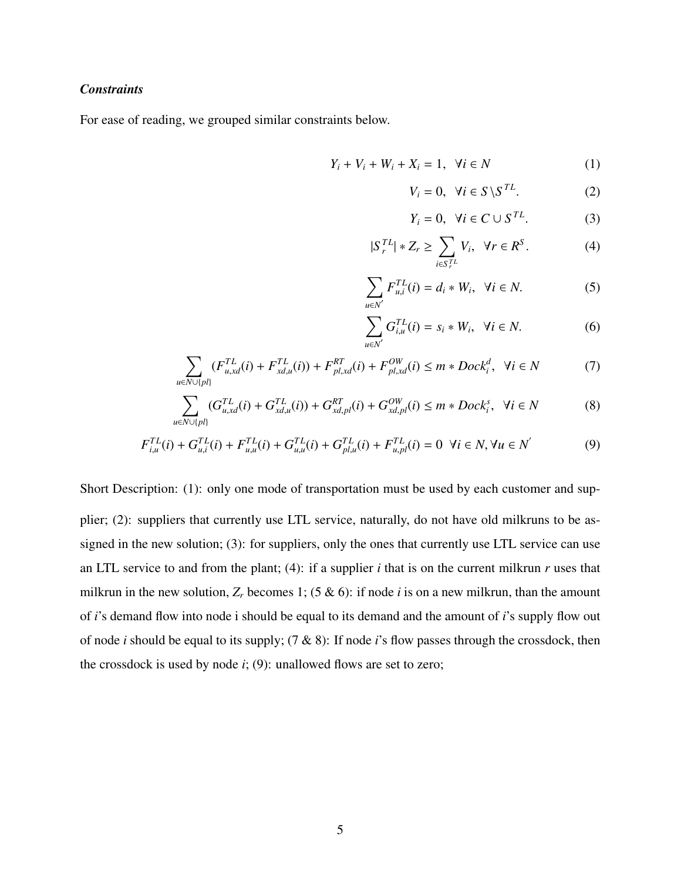### ***Constraints***

For ease of reading, we grouped similar constraints below.

$$Y_i + V_i + W_i + X_i = 1, \ \ \forall i \in N \tag{1}$$

$$V_i = 0, \ \ \forall i \in S \setminus S^{TL}. \tag{2}$$

$$Y_i = 0, \ \ \forall i \in C \cup S^{TL}. \tag{3}$$

$$|S_r^{TL}| * Z_r \geq \sum_{i \in S_r^{TL}} V_i, \ \ \forall r \in R^S. \tag{4}$$

$$\sum_{u \in N'} F_{u,i}^{TL}(i) = d_i * W_i, \ \ \forall i \in N. \tag{5}$$

$$\sum_{u \in N'} G_{i,u}^{TL}(i) = s_i * W_i, \ \ \forall i \in N. \tag{6}$$

$$\sum_{u \in N \cup \{pl\}} (F_{u,xd}^{TL}(i) + F_{xd,u}^{TL}(i)) + F_{pl,xd}^{RT}(i) + F_{pl,xd}^{OW}(i) \leq m * Dock_i^d, \ \ \forall i \in N \tag{7}$$

$$\sum_{u \in N \cup \{pl\}} (G_{u,xd}^{TL}(i) + G_{xd,u}^{TL}(i)) + G_{xd,pl}^{RT}(i) + G_{xd,pl}^{OW}(i) \leq m * Dock_i^s, \ \ \forall i \in N \tag{8}$$

$$F_{i,u}^{TL}(i) + G_{u,i}^{TL}(i) + F_{u,u}^{TL}(i) + G_{u,u}^{TL}(i) + G_{pl,u}^{TL}(i) + F_{u,pl}^{TL}(i) = 0 \ \ \forall i \in N, \forall u \in N' \tag{9}$$

Short Description: (1): only one mode of transportation must be used by each customer and supplier; (2): suppliers that currently use LTL service, naturally, do not have old milkruns to be assigned in the new solution; (3): for suppliers, only the ones that currently use LTL service can use an LTL service to and from the plant; (4): if a supplier $i$ that is on the current milkrun $r$ uses that milkrun in the new solution, $Z_r$ becomes 1; (5 & 6): if node $i$ is on a new milkrun, than the amount of $i$'s demand flow into node i should be equal to its demand and the amount of $i$'s supply flow out of node $i$ should be equal to its supply; (7 & 8): If node $i$'s flow passes through the crossdock, then the crossdock is used by node $i$; (9): unallowed flows are set to zero;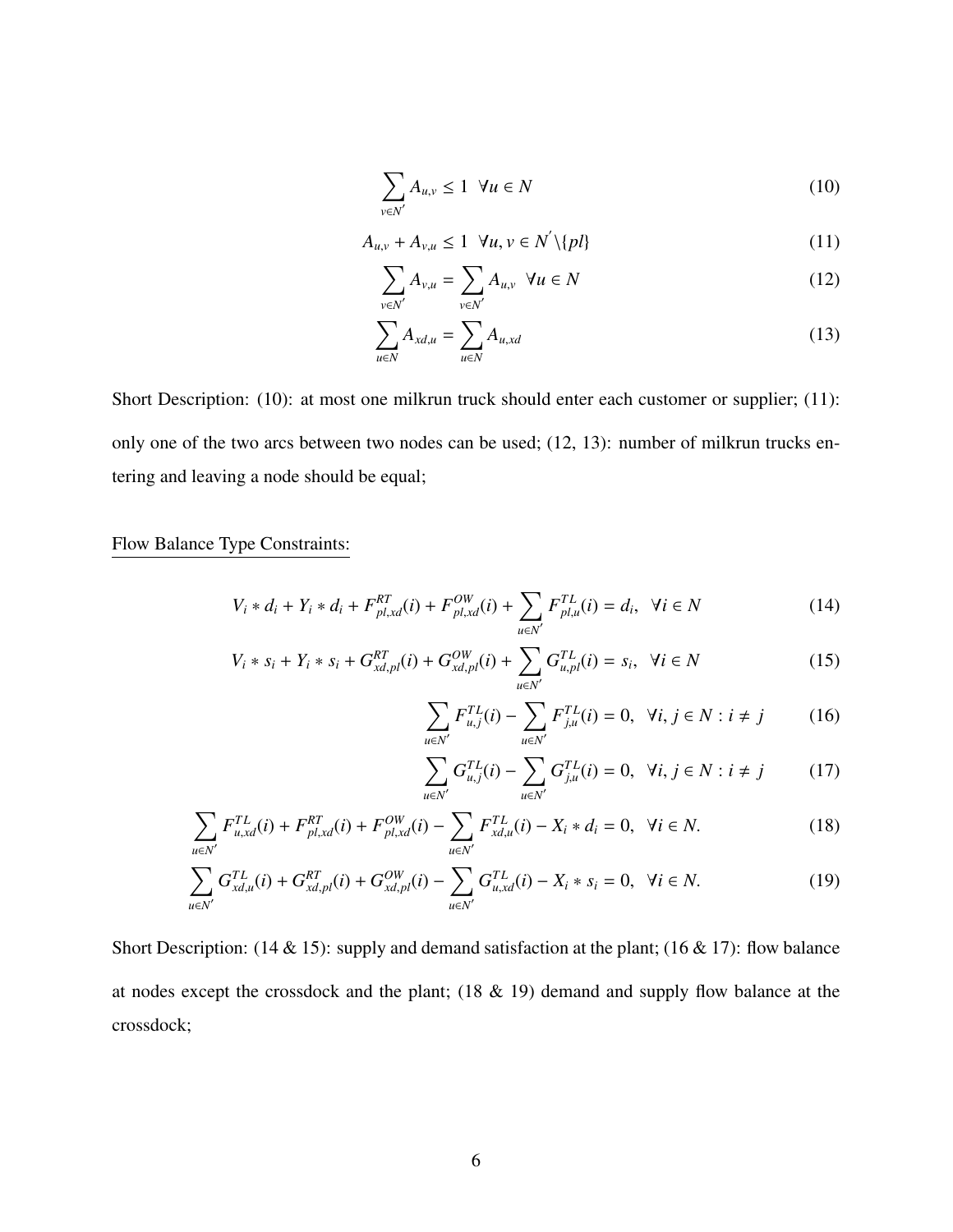$$\sum_{v \in N'} A_{u,v} \leq 1 \quad \forall u \in N \tag{10}$$

$$A_{u,v} + A_{v,u} \leq 1 \quad \forall u, v \in N^{'} \backslash \{pl\} \tag{11}$$

$$\sum_{v \in N'} A_{v,u} = \sum_{v \in N'} A_{u,v} \quad \forall u \in N \tag{12}$$

$$\sum_{u \in N} A_{xd,u} = \sum_{u \in N} A_{u,xd} \tag{13}$$

Short Description: (10): at most one milkrun truck should enter each customer or supplier; (11): only one of the two arcs between two nodes can be used; (12, 13): number of milkrun trucks entering and leaving a node should be equal;

Flow Balance Type Constraints:

$$V_i * d_i + Y_i * d_i + F^{RT}_{pl,xd}(i) + F^{OW}_{pl,xd}(i) + \sum_{u \in N'} F^{TL}_{pl,u}(i) = d_i, \quad \forall i \in N \tag{14}$$

$$V_i * s_i + Y_i * s_i + G^{RT}_{xd,pl}(i) + G^{OW}_{xd,pl}(i) + \sum_{u \in N'} G^{TL}_{u,pl}(i) = s_i, \quad \forall i \in N \tag{15}$$

$$\sum_{u \in N'} F^{TL}_{u,j}(i) - \sum_{u \in N'} F^{TL}_{j,u}(i) = 0, \quad \forall i, j \in N : i \neq j \tag{16}$$

$$\sum_{u \in N'} G^{TL}_{u,j}(i) - \sum_{u \in N'} G^{TL}_{j,u}(i) = 0, \quad \forall i, j \in N : i \neq j \tag{17}$$

$$\sum_{u \in N'} F^{TL}_{u,xd}(i) + F^{RT}_{pl,xd}(i) + F^{OW}_{pl,xd}(i) - \sum_{u \in N'} F^{TL}_{xd,u}(i) - X_i * d_i = 0, \quad \forall i \in N. \tag{18}$$

$$\sum_{u \in N'} G^{TL}_{xd,u}(i) + G^{RT}_{xd,pl}(i) + G^{OW}_{xd,pl}(i) - \sum_{u \in N'} G^{TL}_{u,xd}(i) - X_i * s_i = 0, \quad \forall i \in N. \tag{19}$$

Short Description: (14 & 15): supply and demand satisfaction at the plant; (16 & 17): flow balance at nodes except the crossdock and the plant; (18 & 19) demand and supply flow balance at the crossdock;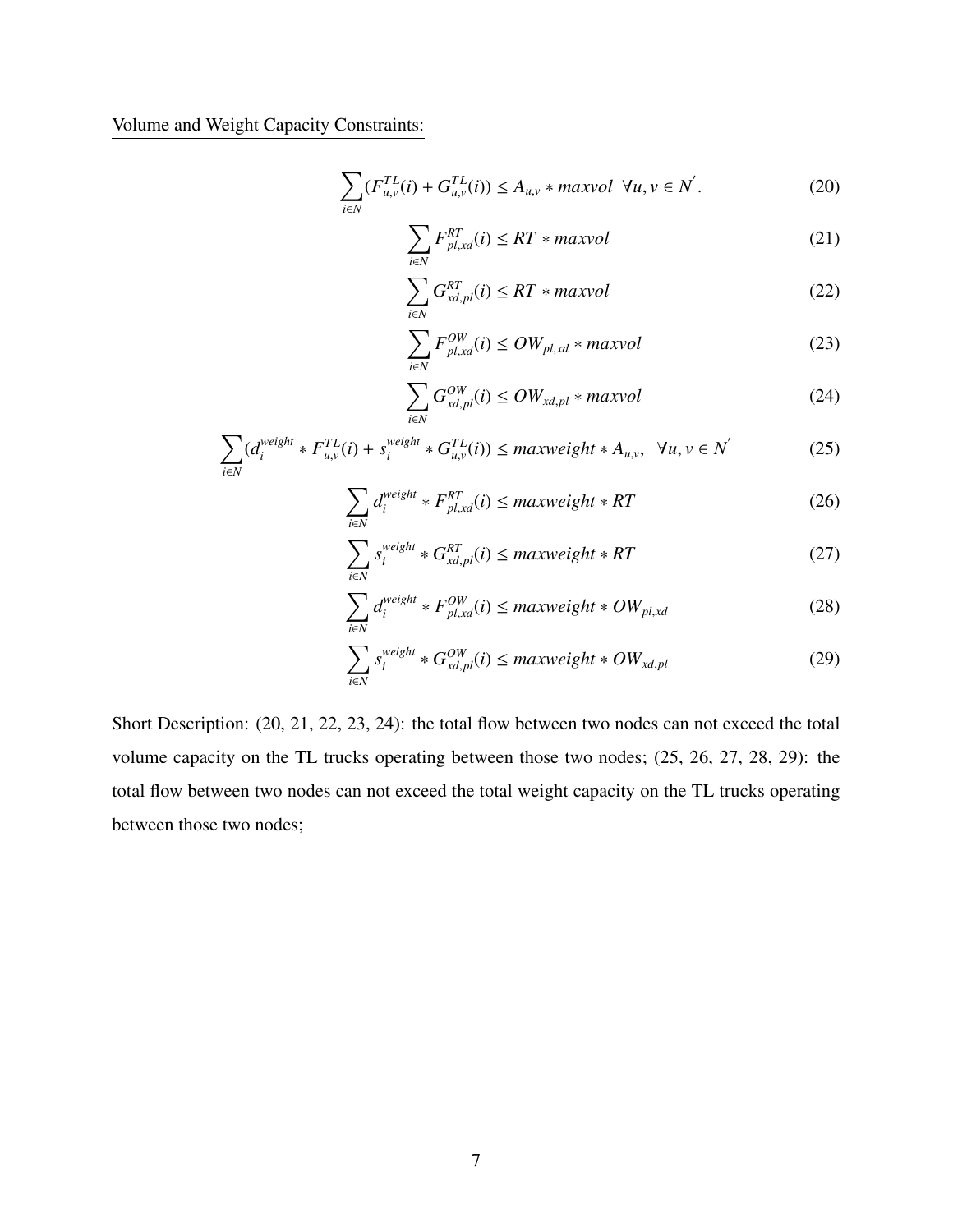Volume and Weight Capacity Constraints:

$$\sum_{i \in N} (F^{TL}_{u,v}(i) + G^{TL}_{u,v}(i)) \leq A_{u,v} * maxvol \ \ \forall u, v \in N^{'}. \tag{20}$$

$$\sum_{i \in N} F^{RT}_{pl,xd}(i) \leq RT * maxvol \tag{21}$$

$$\sum_{i \in N} G^{RT}_{xd,pl}(i) \leq RT * maxvol \tag{22}$$

$$\sum_{i \in N} F^{OW}_{pl,xd}(i) \leq OW_{pl,xd} * maxvol \tag{23}$$

$$\sum_{i \in N} G^{OW}_{xd,pl}(i) \leq OW_{xd,pl} * maxvol \tag{24}$$

$$\sum_{i \in N} (d_i^{weight} * F^{TL}_{u,v}(i) + s_i^{weight} * G^{TL}_{u,v}(i)) \leq maxweight * A_{u,v}, \ \ \forall u, v \in N^{'} \tag{25}$$

$$\sum_{i \in N} d_i^{weight} * F^{RT}_{pl,xd}(i) \leq maxweight * RT \tag{26}$$

$$\sum_{i \in N} s_i^{weight} * G^{RT}_{xd,pl}(i) \leq maxweight * RT \tag{27}$$

$$\sum_{i \in N} d_i^{weight} * F^{OW}_{pl,xd}(i) \leq maxweight * OW_{pl,xd} \tag{28}$$

$$\sum_{i \in N} s_i^{weight} * G^{OW}_{xd,pl}(i) \leq maxweight * OW_{xd,pl} \tag{29}$$

Short Description: (20, 21, 22, 23, 24): the total flow between two nodes can not exceed the total volume capacity on the TL trucks operating between those two nodes; (25, 26, 27, 28, 29): the total flow between two nodes can not exceed the total weight capacity on the TL trucks operating between those two nodes;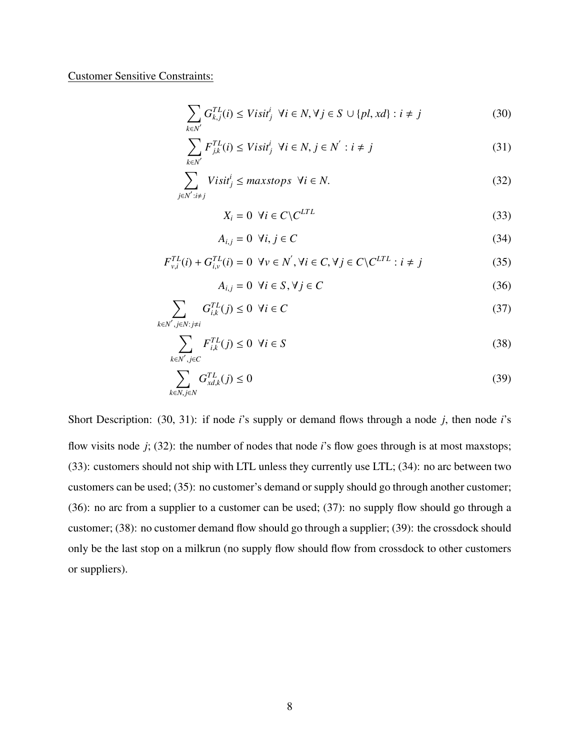Customer Sensitive Constraints:

$$\sum_{k \in N'} G^{TL}_{k,j}(i) \leq Visit^i_j \;\; \forall i \in N, \forall j \in S \cup \{pl, xd\} : i \neq j \tag{30}$$

$$\sum_{k \in N'} F^{TL}_{j,k}(i) \leq Visit^i_j \;\; \forall i \in N, j \in N' : i \neq j \tag{31}$$

$$\sum_{j \in N' : i \neq j} Visit^i_j \leq maxstops \;\; \forall i \in N. \tag{32}$$

$$X_i = 0 \;\; \forall i \in C \backslash C^{LTL} \tag{33}$$

$$A_{i,j} = 0 \;\; \forall i, j \in C \tag{34}$$

$$F^{TL}_{v,i}(i) + G^{TL}_{i,v}(i) = 0 \;\; \forall v \in N', \forall i \in C, \forall j \in C \backslash C^{LTL} : i \neq j \tag{35}$$

$$A_{i,j} = 0 \;\; \forall i \in S, \forall j \in C \tag{36}$$

$$\sum_{k \in N', j \in N : j \neq i} G^{TL}_{i,k}(j) \leq 0 \;\; \forall i \in C \tag{37}$$

$$\sum_{k \in N', j \in C} F^{TL}_{i,k}(j) \leq 0 \;\; \forall i \in S \tag{38}$$

$$\sum_{k \in N, j \in N} G^{TL}_{xd,k}(j) \leq 0 \tag{39}$$

Short Description: (30, 31): if node $i$'s supply or demand flows through a node $j$, then node $i$'s flow visits node $j$; (32): the number of nodes that node $i$'s flow goes through is at most maxstops; (33): customers should not ship with LTL unless they currently use LTL; (34): no arc between two customers can be used; (35): no customer's demand or supply should go through another customer; (36): no arc from a supplier to a customer can be used; (37): no supply flow should go through a customer; (38): no customer demand flow should go through a supplier; (39): the crossdock should only be the last stop on a milkrun (no supply flow should flow from crossdock to other customers or suppliers).